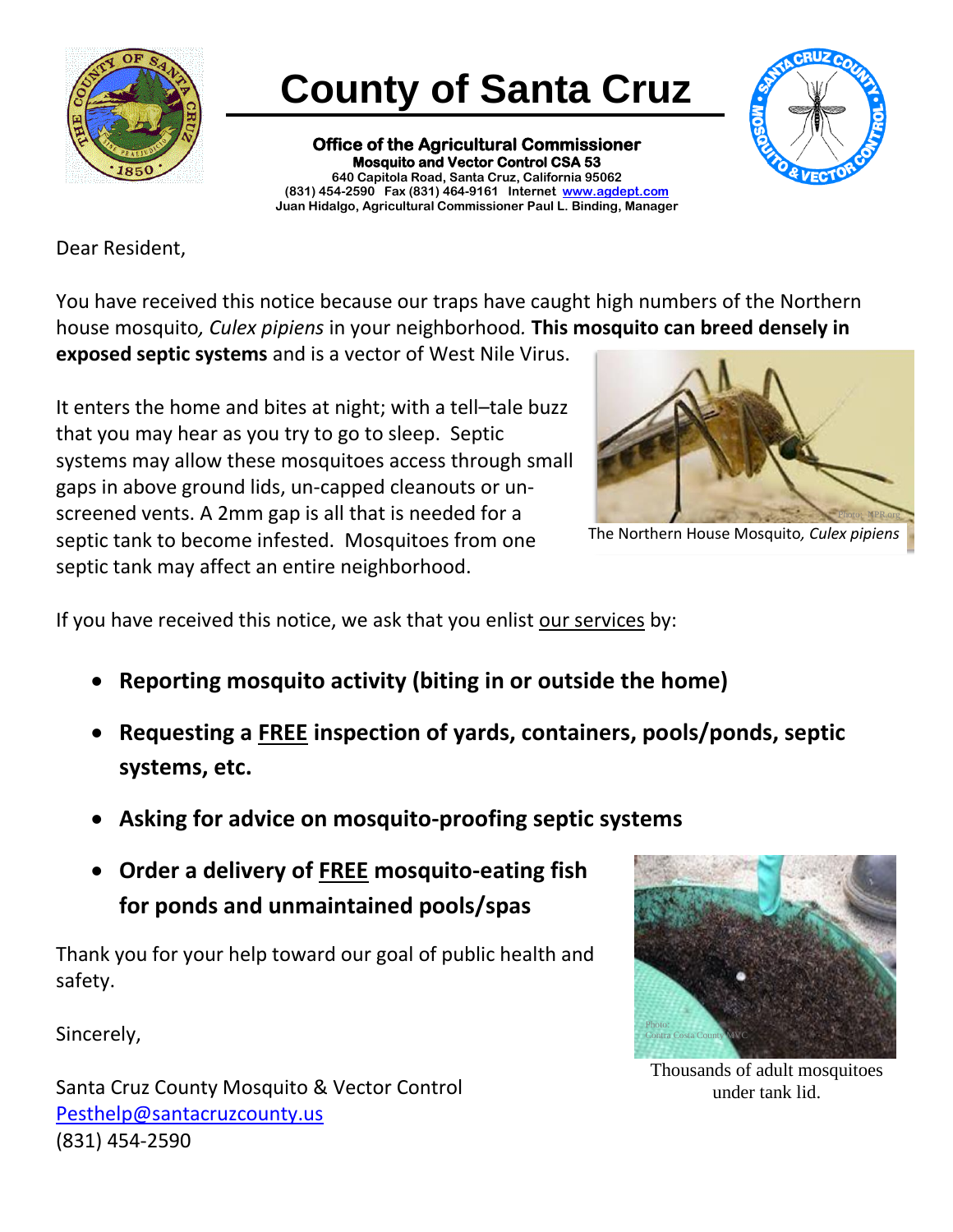# County of Santa Cruz

**Office of the Agricultural Commissioner**
**Mosquito and Vector Control CSA 53**
**640 Capitola Road, Santa Cruz, California 95062**
**(831) 454-2590 Fax (831) 464-9161 Internet www.agdept.com**
**Juan Hidalgo, Agricultural Commissioner Paul L. Binding, Manager**

Dear Resident,

You have received this notice because our traps have caught high numbers of the Northern house mosquito*, Culex pipiens* in your neighborhood*.* **This mosquito can breed densely in exposed septic systems** and is a vector of West Nile Virus.

It enters the home and bites at night; with a tell–tale buzz that you may hear as you try to go to sleep. Septic systems may allow these mosquitoes access through small gaps in above ground lids, un-capped cleanouts or un-screened vents. A 2mm gap is all that is needed for a septic tank to become infested. Mosquitoes from one septic tank may affect an entire neighborhood.

The Northern House Mosquito*, Culex pipiens*

If you have received this notice, we ask that you enlist our services by:

- **Reporting mosquito activity (biting in or outside the home)**
- **Requesting a FREE inspection of yards, containers, pools/ponds, septic systems, etc.**
- **Asking for advice on mosquito-proofing septic systems**
- **Order a delivery of FREE mosquito-eating fish for ponds and unmaintained pools/spas**

Thank you for your help toward our goal of public health and safety.

Sincerely,

Santa Cruz County Mosquito & Vector Control
Pesthelp@santacruzcounty.us
(831) 454-2590

Thousands of adult mosquitoes under tank lid.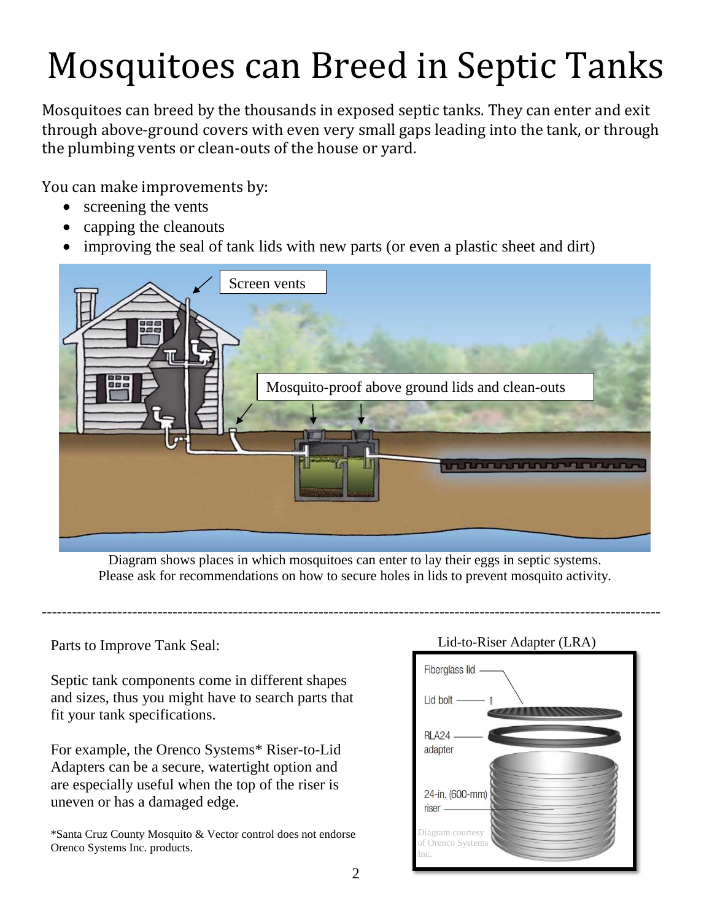# Mosquitoes can Breed in Septic Tanks

Mosquitoes can breed by the thousands in exposed septic tanks. They can enter and exit through above-ground covers with even very small gaps leading into the tank, or through the plumbing vents or clean-outs of the house or yard.

You can make improvements by:

- screening the vents
- capping the cleanouts
- improving the seal of tank lids with new parts (or even a plastic sheet and dirt)

Screen vents

Mosquito-proof above ground lids and clean-outs

Diagram shows places in which mosquitoes can enter to lay their eggs in septic systems. Please ask for recommendations on how to secure holes in lids to prevent mosquito activity.

---

Parts to Improve Tank Seal:

Septic tank components come in different shapes and sizes, thus you might have to search parts that fit your tank specifications.

For example, the Orenco Systems* Riser-to-Lid Adapters can be a secure, watertight option and are especially useful when the top of the riser is uneven or has a damaged edge.

*Santa Cruz County Mosquito & Vector control does not endorse Orenco Systems Inc. products.

Lid-to-Riser Adapter (LRA)

Fiberglass lid

Lid bolt

RLA24 adapter

24-in. (600-mm) riser

Diagram courtesy of Orenco Systems Inc.